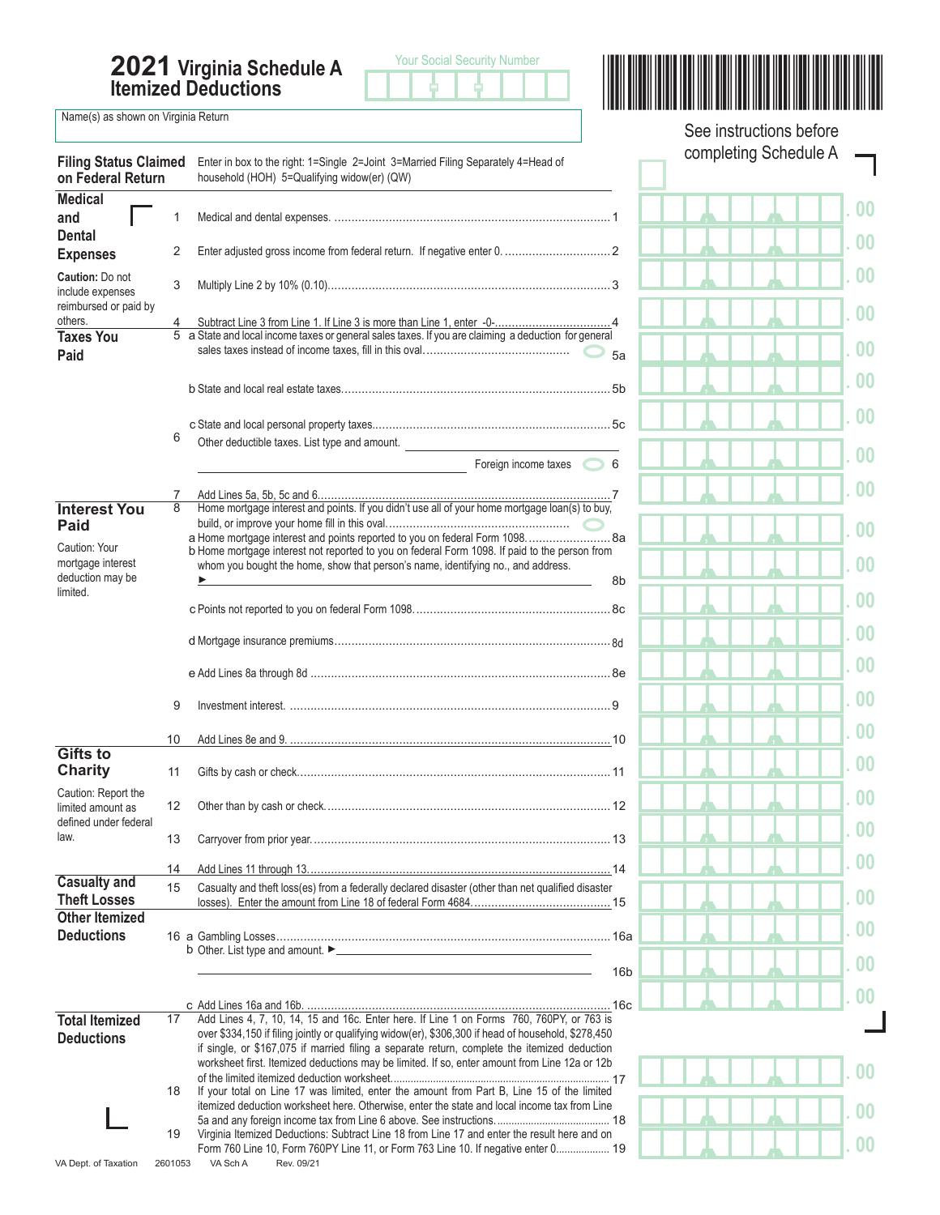# 2021 Virginia Schedule A Itemized Deductions

Your Social Security Number

Name(s) as shown on Virginia Return

See instructions before completing Schedule A

**Filing Status Claimed on Federal Return** — Enter in box to the right: 1=Single 2=Joint 3=Married Filing Separately 4=Head of household (HOH) 5=Qualifying widow(er) (QW)

## Medical and Dental Expenses

Caution: Do not include expenses reimbursed or paid by others.

| Line | Description | Amount |
|---|---|---|
| 1 | Medical and dental expenses. | .00 |
| 2 | Enter adjusted gross income from federal return. If negative enter 0. | .00 |
| 3 | Multiply Line 2 by 10% (0.10) | .00 |
| 4 | Subtract Line 3 from Line 1. If Line 3 is more than Line 1, enter -0- | .00 |

## Taxes You Paid

| Line | Description | Amount |
|---|---|---|
| 5a | State and local income taxes or general sales taxes. If you are claiming a deduction for general sales taxes instead of income taxes, fill in this oval. | .00 |
| 5b | State and local real estate taxes | .00 |
| 5c | State and local personal property taxes | .00 |
| 6 | Other deductible taxes. List type and amount. ______ Foreign income taxes ◯ | .00 |
| 7 | Add Lines 5a, 5b, 5c and 6 | .00 |

## Interest You Paid

Caution: Your mortgage interest deduction may be limited.

| Line | Description | Amount |
|---|---|---|
| 8 | Home mortgage interest and points. If you didn't use all of your home mortgage loan(s) to buy, build, or improve your home fill in this oval. | |
| 8a | Home mortgage interest and points reported to you on federal Form 1098. | .00 |
| 8b | Home mortgage interest not reported to you on federal Form 1098. If paid to the person from whom you bought the home, show that person's name, identifying no., and address. ► ______ | .00 |
| 8c | Points not reported to you on federal Form 1098. | .00 |
| 8d | Mortgage insurance premiums | .00 |
| 8e | Add Lines 8a through 8d | .00 |
| 9 | Investment interest. | .00 |
| 10 | Add Lines 8e and 9. | .00 |

## Gifts to Charity

Caution: Report the limited amount as defined under federal law.

| Line | Description | Amount |
|---|---|---|
| 11 | Gifts by cash or check | .00 |
| 12 | Other than by cash or check | .00 |
| 13 | Carryover from prior year | .00 |
| 14 | Add Lines 11 through 13 | .00 |

## Casualty and Theft Losses

| Line | Description | Amount |
|---|---|---|
| 15 | Casualty and theft loss(es) from a federally declared disaster (other than net qualified disaster losses). Enter the amount from Line 18 of federal Form 4684. | .00 |

## Other Itemized Deductions

| Line | Description | Amount |
|---|---|---|
| 16a | Gambling Losses | .00 |
| 16b | Other. List type and amount. ► ______ | .00 |
| 16c | Add Lines 16a and 16b. | .00 |

## Total Itemized Deductions

| Line | Description | Amount |
|---|---|---|
| 17 | Add Lines 4, 7, 10, 14, 15 and 16c. Enter here. If Line 1 on Forms 760, 760PY, or 763 is over $334,150 if filing jointly or qualifying widow(er), $306,300 if head of household, $278,450 if single, or $167,075 if married filing a separate return, complete the itemized deduction worksheet first. Itemized deductions may be limited. If so, enter amount from Line 12a or 12b of the limited itemized deduction worksheet. | .00 |
| 18 | If your total on Line 17 was limited, enter the amount from Part B, Line 15 of the limited itemized deduction worksheet here. Otherwise, enter the state and local income tax from Line 5a and any foreign income tax from Line 6 above. See instructions. | .00 |
| 19 | Virginia Itemized Deductions: Subtract Line 18 from Line 17 and enter the result here and on Form 760 Line 10, Form 760PY Line 11, or Form 763 Line 10. If negative enter 0 | .00 |

VA Dept. of Taxation 2601053 VA Sch A Rev. 09/21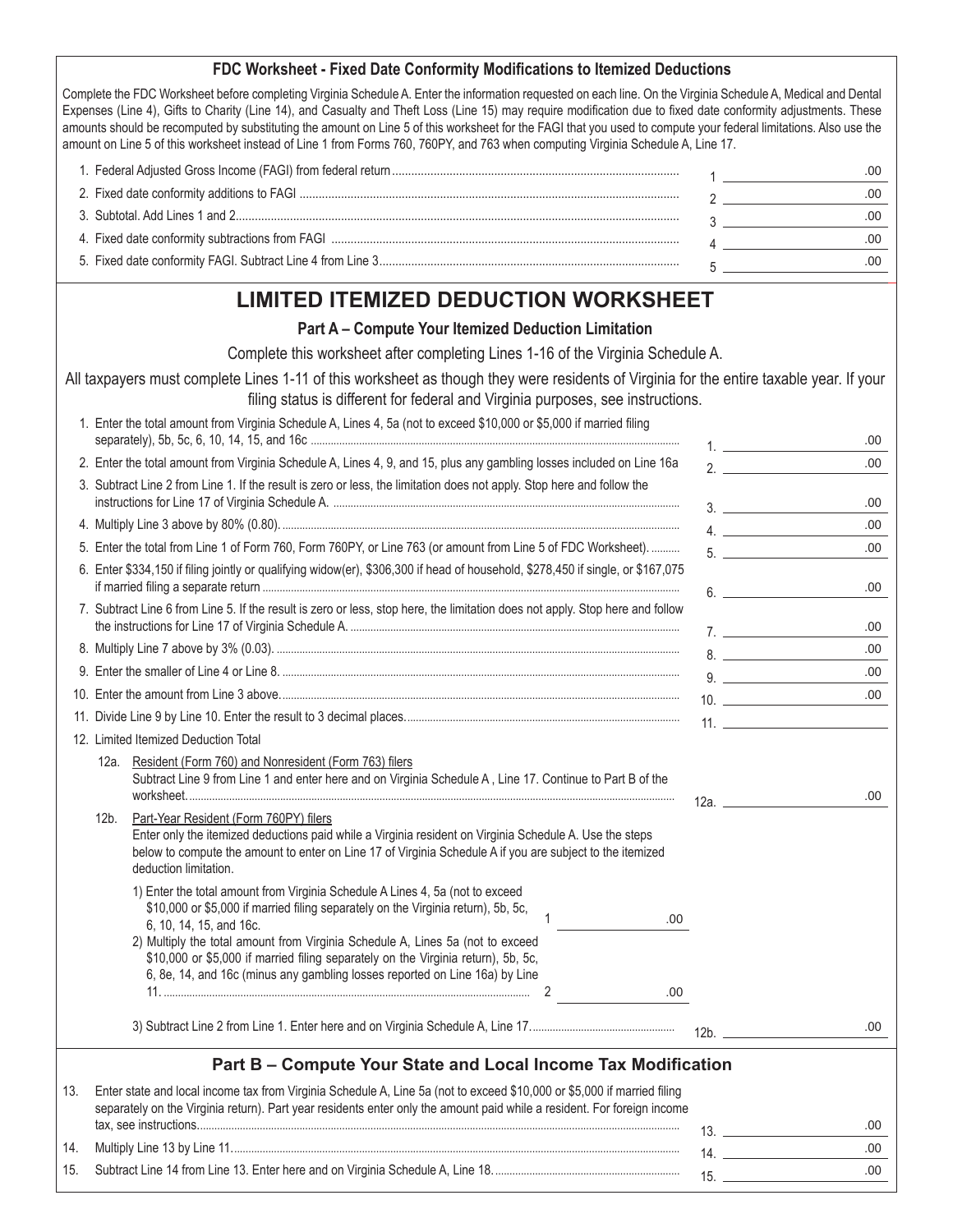## FDC Worksheet - Fixed Date Conformity Modifications to Itemized Deductions

Complete the FDC Worksheet before completing Virginia Schedule A. Enter the information requested on each line. On the Virginia Schedule A, Medical and Dental Expenses (Line 4), Gifts to Charity (Line 14), and Casualty and Theft Loss (Line 15) may require modification due to fixed date conformity adjustments. These amounts should be recomputed by substituting the amount on Line 5 of this worksheet for the FAGI that you used to compute your federal limitations. Also use the amount on Line 5 of this worksheet instead of Line 1 from Forms 760, 760PY, and 763 when computing Virginia Schedule A, Line 17.

| | | |
|---|---|---|
| 1. Federal Adjusted Gross Income (FAGI) from federal return | 1 | .00 |
| 2. Fixed date conformity additions to FAGI | 2 | .00 |
| 3. Subtotal. Add Lines 1 and 2 | 3 | .00 |
| 4. Fixed date conformity subtractions from FAGI | 4 | .00 |
| 5. Fixed date conformity FAGI. Subtract Line 4 from Line 3 | 5 | .00 |

# LIMITED ITEMIZED DEDUCTION WORKSHEET

### Part A – Compute Your Itemized Deduction Limitation

Complete this worksheet after completing Lines 1-16 of the Virginia Schedule A.

All taxpayers must complete Lines 1-11 of this worksheet as though they were residents of Virginia for the entire taxable year. If your filing status is different for federal and Virginia purposes, see instructions.

| | | |
|---|---|---|
| 1. Enter the total amount from Virginia Schedule A, Lines 4, 5a (not to exceed $10,000 or $5,000 if married filing separately), 5b, 5c, 6, 10, 14, 15, and 16c | 1. | .00 |
| 2. Enter the total amount from Virginia Schedule A, Lines 4, 9, and 15, plus any gambling losses included on Line 16a | 2. | .00 |
| 3. Subtract Line 2 from Line 1. If the result is zero or less, the limitation does not apply. Stop here and follow the instructions for Line 17 of Virginia Schedule A. | 3. | .00 |
| 4. Multiply Line 3 above by 80% (0.80). | 4. | .00 |
| 5. Enter the total from Line 1 of Form 760, Form 760PY, or Line 763 (or amount from Line 5 of FDC Worksheet). | 5. | .00 |
| 6. Enter $334,150 if filing jointly or qualifying widow(er), $306,300 if head of household, $278,450 if single, or $167,075 if married filing a separate return | 6. | .00 |
| 7. Subtract Line 6 from Line 5. If the result is zero or less, stop here, the limitation does not apply. Stop here and follow the instructions for Line 17 of Virginia Schedule A. | 7. | .00 |
| 8. Multiply Line 7 above by 3% (0.03). | 8. | .00 |
| 9. Enter the smaller of Line 4 or Line 8. | 9. | .00 |
| 10. Enter the amount from Line 3 above. | 10. | .00 |
| 11. Divide Line 9 by Line 10. Enter the result to 3 decimal places. | 11. | |

12. Limited Itemized Deduction Total

12a. Resident (Form 760) and Nonresident (Form 763) filers
Subtract Line 9 from Line 1 and enter here and on Virginia Schedule A , Line 17. Continue to Part B of the worksheet. ............ 12a. ________ .00

12b. Part-Year Resident (Form 760PY) filers
Enter only the itemized deductions paid while a Virginia resident on Virginia Schedule A. Use the steps below to compute the amount to enter on Line 17 of Virginia Schedule A if you are subject to the itemized deduction limitation.

1) Enter the total amount from Virginia Schedule A Lines 4, 5a (not to exceed $10,000 or $5,000 if married filing separately on the Virginia return), 5b, 5c, 6, 10, 14, 15, and 16c. ............ 1 ________ .00

2) Multiply the total amount from Virginia Schedule A, Lines 5a (not to exceed $10,000 or $5,000 if married filing separately on the Virginia return), 5b, 5c, 6, 8e, 14, and 16c (minus any gambling losses reported on Line 16a) by Line 11. ............ 2 ________ .00

3) Subtract Line 2 from Line 1. Enter here and on Virginia Schedule A, Line 17. ............ 12b. ________ .00

### Part B – Compute Your State and Local Income Tax Modification

| | | |
|---|---|---|
| 13. Enter state and local income tax from Virginia Schedule A, Line 5a (not to exceed $10,000 or $5,000 if married filing separately on the Virginia return). Part year residents enter only the amount paid while a resident. For foreign income tax, see instructions. | 13. | .00 |
| 14. Multiply Line 13 by Line 11. | 14. | .00 |
| 15. Subtract Line 14 from Line 13. Enter here and on Virginia Schedule A, Line 18. | 15. | .00 |